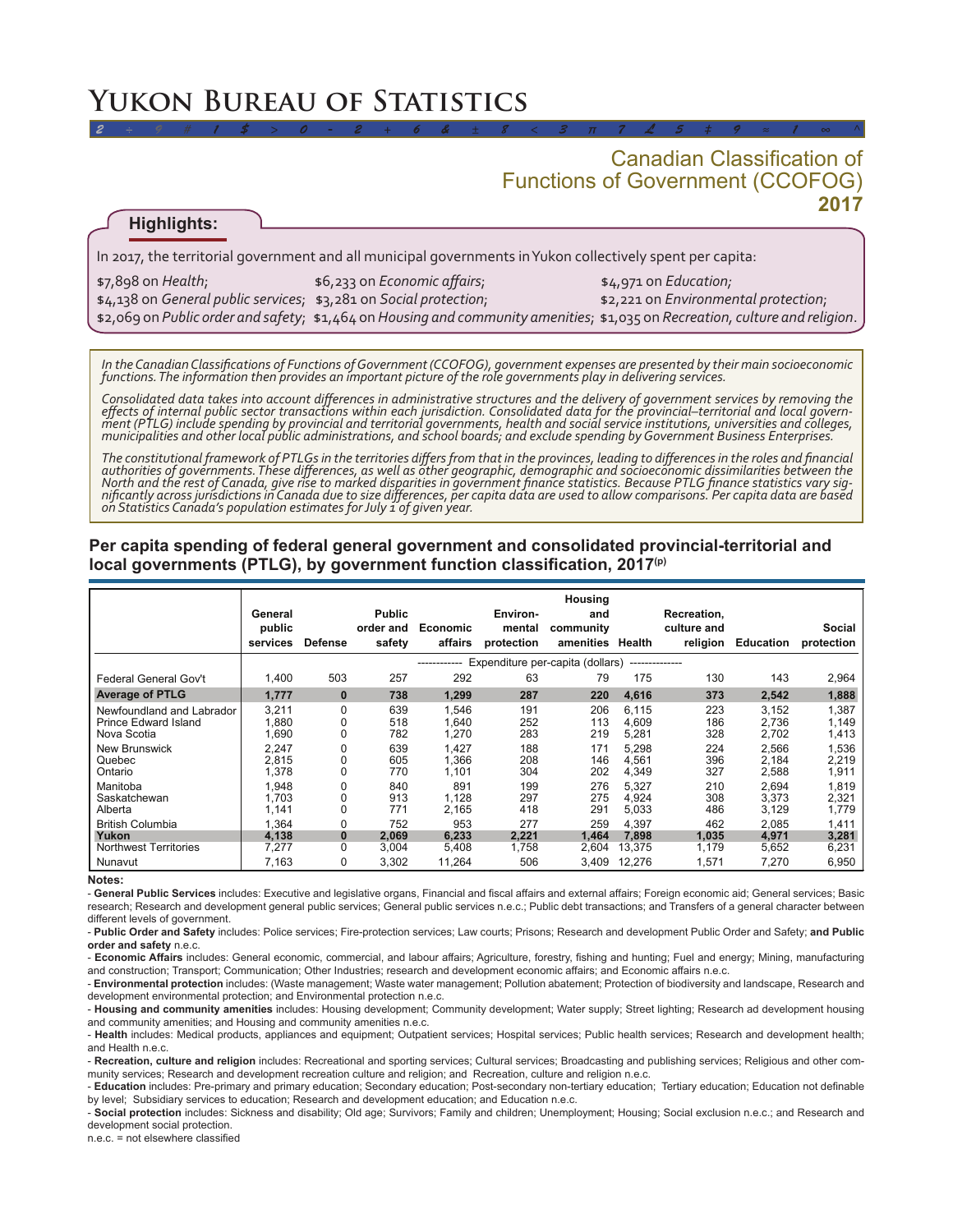# Yukon Bureau of Statistics

## Canadian Classification of Functions of Government (CCOFOG)

**2017**

### Highlights:

In 2017, the territorial government and all municipal governments in Yukon collectively spent per capita:

- $7,898 on *Health*;
- $6,233 on *Economic affairs*;
- $4,971 on *Education*;
- $4,138 on *General public services*;
- $3,281 on *Social protection*;
- $2,221 on *Environmental protection*;
- $2,069 on *Public order and safety*;
- $1,464 on *Housing and community amenities*;
- $1,035 on *Recreation, culture and religion*.

*In the Canadian Classifications of Functions of Government (CCOFOG), government expenses are presented by their main socioeconomic functions. The information then provides an important picture of the role governments play in delivering services.*

*Consolidated data takes into account differences in administrative structures and the delivery of government services by removing the effects of internal public sector transactions within each jurisdiction. Consolidated data for the provincial–territorial and local government (PTLG) include spending by provincial and territorial governments, health and social service institutions, universities and colleges, municipalities and other local public administrations, and school boards; and exclude spending by Government Business Enterprises.*

*The constitutional framework of PTLGs in the territories differs from that in the provinces, leading to differences in the roles and financial authorities of governments. These differences, as well as other geographic, demographic and socioeconomic dissimilarities between the North and the rest of Canada, give rise to marked disparities in government finance statistics. Because PTLG finance statistics vary significantly across jurisdictions in Canada due to size differences, per capita data are used to allow comparisons. Per capita data are based on Statistics Canada's population estimates for July 1 of given year.*

### Per capita spending of federal general government and consolidated provincial-territorial and local governments (PTLG), by government function classification, 2017(p)

| | General public services | Defense | Public order and safety | Economic affairs | Environmental protection | Housing and community amenities | Health | Recreation, culture and religion | Education | Social protection |
|---|---|---|---|---|---|---|---|---|---|---|
| | Expenditure per-capita (dollars) | | | | | | | | | |
| Federal General Gov't | 1,400 | 503 | 257 | 292 | 63 | 79 | 175 | 130 | 143 | 2,964 |
| **Average of PTLG** | **1,777** | **0** | **738** | **1,299** | **287** | **220** | **4,616** | **373** | **2,542** | **1,888** |
| Newfoundland and Labrador | 3,211 | 0 | 639 | 1,546 | 191 | 206 | 6,115 | 223 | 3,152 | 1,387 |
| Prince Edward Island | 1,880 | 0 | 518 | 1,640 | 252 | 113 | 4,609 | 186 | 2,736 | 1,149 |
| Nova Scotia | 1,690 | 0 | 782 | 1,270 | 283 | 219 | 5,281 | 328 | 2,702 | 1,413 |
| New Brunswick | 2,247 | 0 | 639 | 1,427 | 188 | 171 | 5,298 | 224 | 2,566 | 1,536 |
| Quebec | 2,815 | 0 | 605 | 1,366 | 208 | 146 | 4,561 | 396 | 2,184 | 2,219 |
| Ontario | 1,378 | 0 | 770 | 1,101 | 304 | 202 | 4,349 | 327 | 2,588 | 1,911 |
| Manitoba | 1,948 | 0 | 840 | 891 | 199 | 276 | 5,327 | 210 | 2,694 | 1,819 |
| Saskatchewan | 1,703 | 0 | 913 | 1,128 | 297 | 275 | 4,924 | 308 | 3,373 | 2,321 |
| Alberta | 1,141 | 0 | 771 | 2,165 | 418 | 291 | 5,033 | 486 | 3,129 | 1,779 |
| British Columbia | 1,364 | 0 | 752 | 953 | 277 | 259 | 4,397 | 462 | 2,085 | 1,411 |
| **Yukon** | **4,138** | **0** | **2,069** | **6,233** | **2,221** | **1,464** | **7,898** | **1,035** | **4,971** | **3,281** |
| Northwest Territories | 7,277 | 0 | 3,004 | 5,408 | 1,758 | 2,604 | 13,375 | 1,179 | 5,652 | 6,231 |
| Nunavut | 7,163 | 0 | 3,302 | 11,264 | 506 | 3,409 | 12,276 | 1,571 | 7,270 | 6,950 |

**Notes:**

- **General Public Services** includes: Executive and legislative organs, Financial and fiscal affairs and external affairs; Foreign economic aid; General services; Basic research; Research and development general public services; General public services n.e.c.; Public debt transactions; and Transfers of a general character between different levels of government.
- **Public Order and Safety** includes: Police services; Fire-protection services; Law courts; Prisons; Research and development Public Order and Safety; **and Public order and safety** n.e.c.
- **Economic Affairs** includes: General economic, commercial, and labour affairs; Agriculture, forestry, fishing and hunting; Fuel and energy; Mining, manufacturing and construction; Transport; Communication; Other Industries; research and development economic affairs; and Economic affairs n.e.c.
- **Environmental protection** includes: (Waste management; Waste water management; Pollution abatement; Protection of biodiversity and landscape, Research and development environmental protection; and Environmental protection n.e.c.
- **Housing and community amenities** includes: Housing development; Community development; Water supply; Street lighting; Research ad development housing and community amenities; and Housing and community amenities n.e.c.
- **Health** includes: Medical products, appliances and equipment; Outpatient services; Hospital services; Public health services; Research and development health; and Health n.e.c.
- **Recreation, culture and religion** includes: Recreational and sporting services; Cultural services; Broadcasting and publishing services; Religious and other community services; Research and development recreation culture and religion; and Recreation, culture and religion n.e.c.
- **Education** includes: Pre-primary and primary education; Secondary education; Post-secondary non-tertiary education; Tertiary education; Education not definable by level; Subsidiary services to education; Research and development education; and Education n.e.c.
- **Social protection** includes: Sickness and disability; Old age; Survivors; Family and children; Unemployment; Housing; Social exclusion n.e.c.; and Research and development social protection.

n.e.c. = not elsewhere classified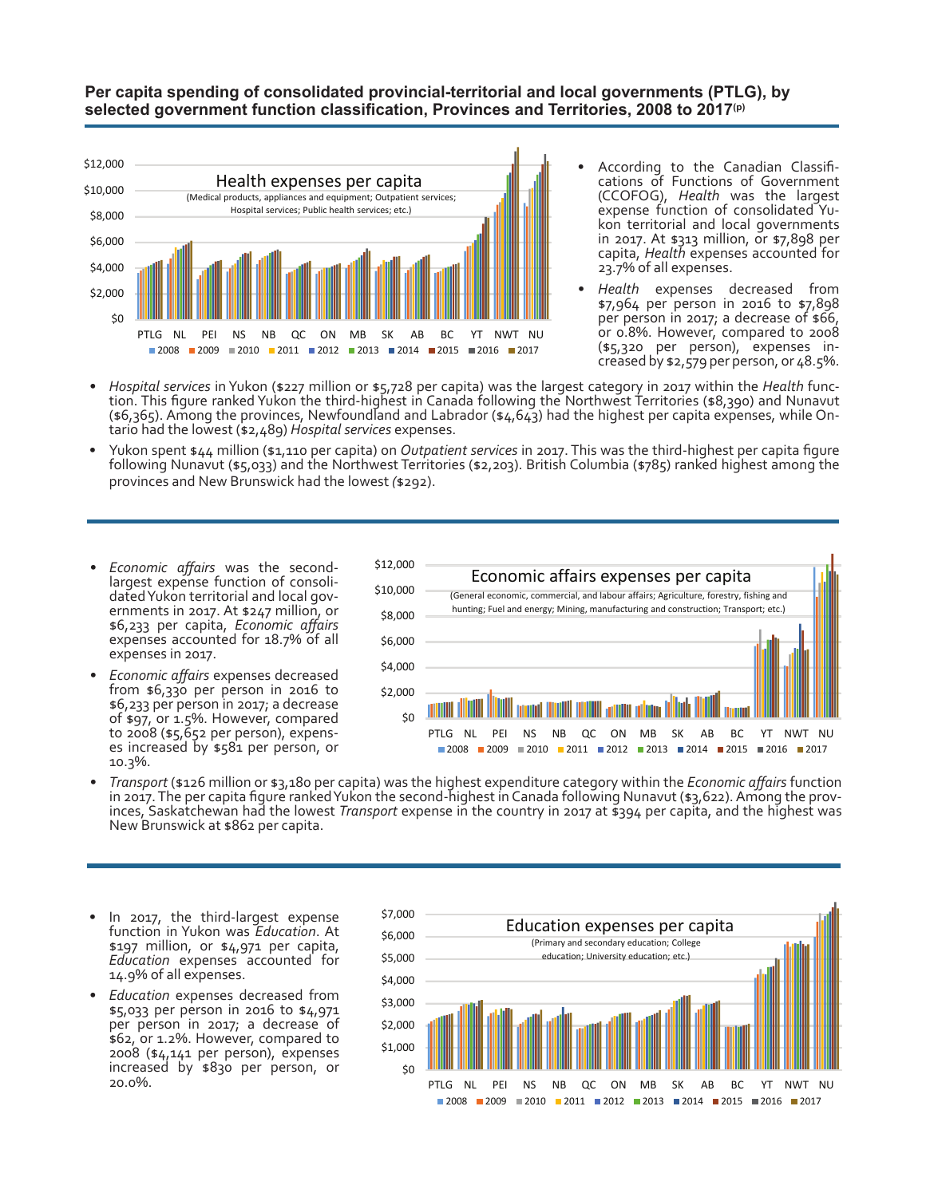**Per capita spending of consolidated provincial-territorial and local governments (PTLG), by selected government function classification, Provinces and Territories, 2008 to 2017(p)**

- According to the Canadian Classifications of Functions of Government (CCOFOG), *Health* was the largest expense function of consolidated Yukon territorial and local governments in 2017. At $313 million, or $7,898 per capita, *Health* expenses accounted for 23.7% of all expenses.
- *Health* expenses decreased from $7,964 per person in 2016 to $7,898 per person in 2017; a decrease of $66, or 0.8%. However, compared to 2008 ($5,320 per person), expenses increased by $2,579 per person, or 48.5%.
- *Hospital services* in Yukon ($227 million or $5,728 per capita) was the largest category in 2017 within the *Health* function. This figure ranked Yukon the third-highest in Canada following the Northwest Territories ($8,390) and Nunavut ($6,365). Among the provinces, Newfoundland and Labrador ($4,643) had the highest per capita expenses, while Ontario had the lowest ($2,489) *Hospital services* expenses.
- Yukon spent $44 million ($1,110 per capita) on *Outpatient services* in 2017. This was the third-highest per capita figure following Nunavut ($5,033) and the Northwest Territories ($2,203). British Columbia ($785) ranked highest among the provinces and New Brunswick had the lowest ($292).

- *Economic affairs* was the second-largest expense function of consolidated Yukon territorial and local governments in 2017. At $247 million, or $6,233 per capita, *Economic affairs* expenses accounted for 18.7% of all expenses in 2017.
- *Economic affairs* expenses decreased from $6,330 per person in 2016 to $6,233 per person in 2017; a decrease of $97, or 1.5%. However, compared to 2008 ($5,652 per person), expenses increased by $581 per person, or 10.3%.
- *Transport* ($126 million or $3,180 per capita) was the highest expenditure category within the *Economic affairs* function in 2017. The per capita figure ranked Yukon the second-highest in Canada following Nunavut ($3,622). Among the provinces, Saskatchewan had the lowest *Transport* expense in the country in 2017 at $394 per capita, and the highest was New Brunswick at $862 per capita.

- In 2017, the third-largest expense function in Yukon was *Education*. At $197 million, or $4,971 per capita, *Education* expenses accounted for 14.9% of all expenses.
- *Education* expenses decreased from $5,033 per person in 2016 to $4,971 per person in 2017; a decrease of $62, or 1.2%. However, compared to 2008 ($4,141 per person), expenses increased by $830 per person, or 20.0%.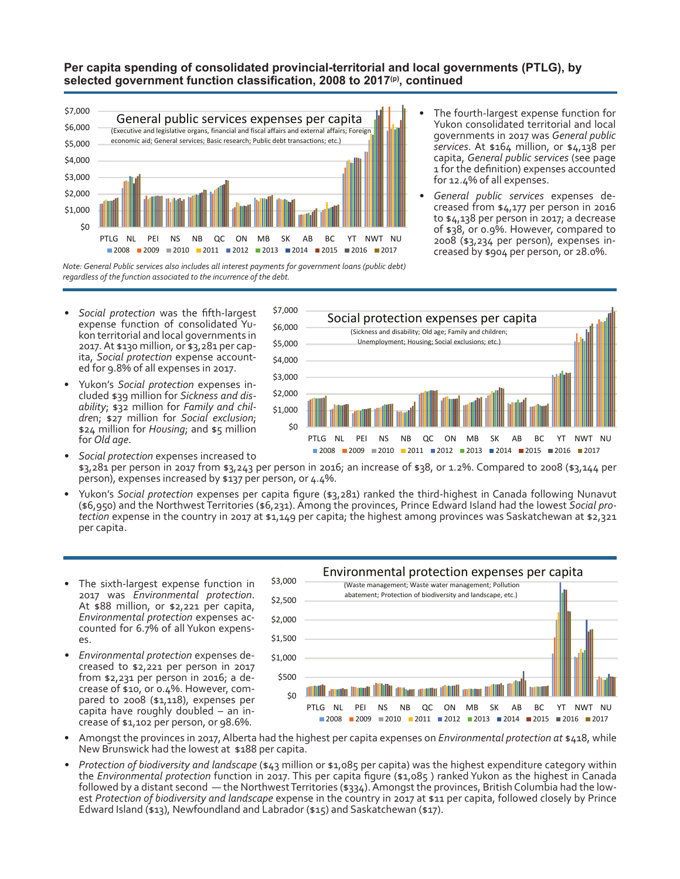## Per capita spending of consolidated provincial-territorial and local governments (PTLG), by selected government function classification, 2008 to 2017(p), continued

**General public services expenses per capita**
(Executive and legislative organs, financial and fiscal affairs and external affairs; Foreign economic aid; General services; Basic research; Public debt transactions; etc.)

*Note: General Public services also includes all interest payments for government loans (public debt) regardless of the function associated to the incurrence of the debt.*

- The fourth-largest expense function for Yukon consolidated territorial and local governments in 2017 was *General public services*. At $164 million, or $4,138 per capita, *General public services* (see page 1 for the definition) expenses accounted for 12.4% of all expenses.
- *General public services* expenses decreased from $4,177 per person in 2016 to $4,138 per person in 2017; a decrease of $38, or 0.9%. However, compared to 2008 ($3,234 per person), expenses increased by $904 per person, or 28.0%.

**Social protection expenses per capita**
(Sickness and disability; Old age; Family and children; Unemployment; Housing; Social exclusions; etc.)

- *Social protection* was the fifth-largest expense function of consolidated Yukon territorial and local governments in 2017. At $130 million, or $3,281 per capita, *Social protection* expense accounted for 9.8% of all expenses in 2017.
- Yukon's *Social protection* expenses included $39 million for *Sickness and disability*; $32 million for *Family and children*; $27 million for *Social exclusion*; $24 million for *Housing*; and $5 million for *Old age*.
- *Social protection* expenses increased to $3,281 per person in 2017 from $3,243 per person in 2016; an increase of $38, or 1.2%. Compared to 2008 ($3,144 per person), expenses increased by $137 per person, or 4.4%.
- Yukon's *Social protection* expenses per capita figure ($3,281) ranked the third-highest in Canada following Nunavut ($6,950) and the Northwest Territories ($6,231). Among the provinces, Prince Edward Island had the lowest *Social protection* expense in the country in 2017 at $1,149 per capita; the highest among provinces was Saskatchewan at $2,321 per capita.

**Environmental protection expenses per capita**
(Waste management; Waste water management; Pollution abatement; Protection of biodiversity and landscape, etc.)

- The sixth-largest expense function in 2017 was *Environmental protection*. At $88 million, or $2,221 per capita, *Environmental protection* expenses accounted for 6.7% of all Yukon expenses.
- *Environmental protection* expenses decreased to $2,221 per person in 2017 from $2,231 per person in 2016; a decrease of $10, or 0.4%. However, compared to 2008 ($1,118), expenses per capita have roughly doubled – an increase of $1,102 per person, or 98.6%.
- Amongst the provinces in 2017, Alberta had the highest per capita expenses on *Environmental protection at* $418, while New Brunswick had the lowest at $188 per capita.
- *Protection of biodiversity and landscape* ($43 million or $1,085 per capita) was the highest expenditure category within the *Environmental protection* function in 2017. This per capita figure ($1,085 ) ranked Yukon as the highest in Canada followed by a distant second — the Northwest Territories ($334). Amongst the provinces, British Columbia had the lowest *Protection of biodiversity and landscape* expense in the country in 2017 at $11 per capita, followed closely by Prince Edward Island ($13), Newfoundland and Labrador ($15) and Saskatchewan ($17).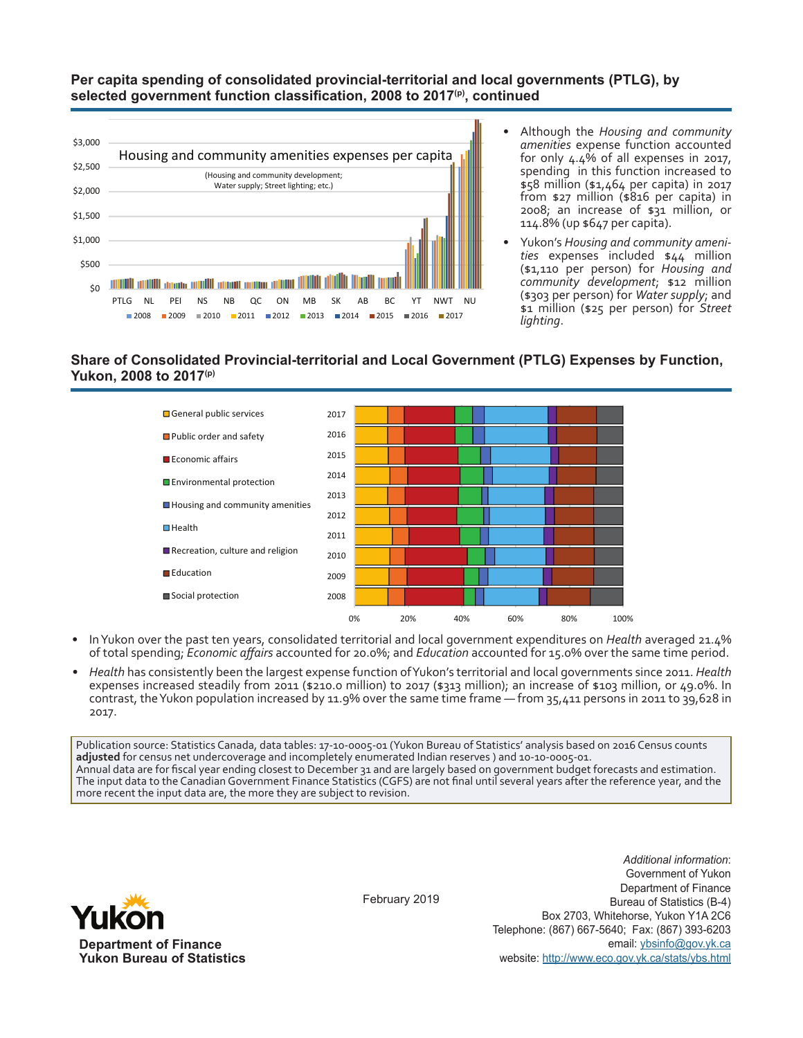## Per capita spending of consolidated provincial-territorial and local governments (PTLG), by selected government function classification, 2008 to 2017(p), continued

Housing and community amenities expenses per capita

(Housing and community development; Water supply; Street lighting; etc.)

$3,000
$2,500
$2,000
$1,500
$1,000
$500
$0

PTLG NL PEI NS NB QC ON MB SK AB BC YT NWT NU

2008 2009 2010 2011 2012 2013 2014 2015 2016 2017

- Although the *Housing and community amenities* expense function accounted for only 4.4% of all expenses in 2017, spending in this function increased to $58 million ($1,464 per capita) in 2017 from $27 million ($816 per capita) in 2008; an increase of $31 million, or 114.8% (up $647 per capita).
- Yukon's *Housing and community amenities* expenses included $44 million ($1,110 per person) for *Housing and community development*; $12 million ($303 per person) for *Water supply*; and $1 million ($25 per person) for *Street lighting*.

## Share of Consolidated Provincial-territorial and Local Government (PTLG) Expenses by Function, Yukon, 2008 to 2017(p)

General public services
Public order and safety
Economic affairs
Environmental protection
Housing and community amenities
Health
Recreation, culture and religion
Education
Social protection

2017
2016
2015
2014
2013
2012
2011
2010
2009
2008

0% 20% 40% 60% 80% 100%

- In Yukon over the past ten years, consolidated territorial and local government expenditures on *Health* averaged 21.4% of total spending; *Economic affairs* accounted for 20.0%; and *Education* accounted for 15.0% over the same time period.
- *Health* has consistently been the largest expense function of Yukon's territorial and local governments since 2011. *Health* expenses increased steadily from 2011 ($210.0 million) to 2017 ($313 million); an increase of $103 million, or 49.0%. In contrast, the Yukon population increased by 11.9% over the same time frame — from 35,411 persons in 2011 to 39,628 in 2017.

Publication source: Statistics Canada, data tables: 17-10-0005-01 (Yukon Bureau of Statistics' analysis based on 2016 Census counts **adjusted** for census net undercoverage and incompletely enumerated Indian reserves ) and 10-10-0005-01.
Annual data are for fiscal year ending closest to December 31 and are largely based on government budget forecasts and estimation. The input data to the Canadian Government Finance Statistics (CGFS) are not final until several years after the reference year, and the more recent the input data are, the more they are subject to revision.

Yukon
**Department of Finance**
**Yukon Bureau of Statistics**

February 2019

*Additional information*:
Government of Yukon
Department of Finance
Bureau of Statistics (B-4)
Box 2703, Whitehorse, Yukon Y1A 2C6
Telephone: (867) 667-5640; Fax: (867) 393-6203
email: ybsinfo@gov.yk.ca
website: http://www.eco.gov.yk.ca/stats/ybs.html